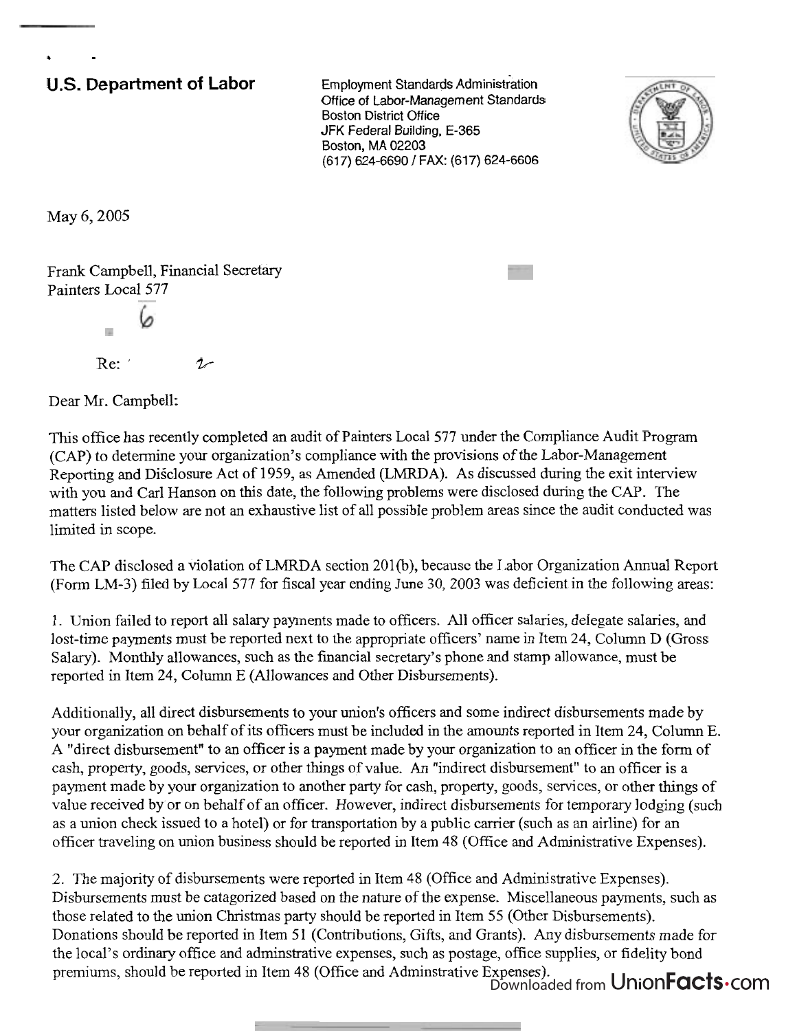**U.S. Department of Labor**

Employment Standards Administration
Office of Labor-Management Standards
Boston District Office
JFK Federal Building, E-365
Boston, MA 02203
(617) 624-6690 / FAX: (617) 624-6606

May 6, 2005

Frank Campbell, Financial Secretary
Painters Local 577

Re:

Dear Mr. Campbell:

This office has recently completed an audit of Painters Local 577 under the Compliance Audit Program (CAP) to determine your organization's compliance with the provisions of the Labor-Management Reporting and Disclosure Act of 1959, as Amended (LMRDA). As discussed during the exit interview with you and Carl Hanson on this date, the following problems were disclosed during the CAP. The matters listed below are not an exhaustive list of all possible problem areas since the audit conducted was limited in scope.

The CAP disclosed a violation of LMRDA section 201(b), because the Labor Organization Annual Report (Form LM-3) filed by Local 577 for fiscal year ending June 30, 2003 was deficient in the following areas:

1. Union failed to report all salary payments made to officers. All officer salaries, delegate salaries, and lost-time payments must be reported next to the appropriate officers' name in Item 24, Column D (Gross Salary). Monthly allowances, such as the financial secretary's phone and stamp allowance, must be reported in Item 24, Column E (Allowances and Other Disbursements).

Additionally, all direct disbursements to your union's officers and some indirect disbursements made by your organization on behalf of its officers must be included in the amounts reported in Item 24, Column E. A "direct disbursement" to an officer is a payment made by your organization to an officer in the form of cash, property, goods, services, or other things of value. An "indirect disbursement" to an officer is a payment made by your organization to another party for cash, property, goods, services, or other things of value received by or on behalf of an officer. However, indirect disbursements for temporary lodging (such as a union check issued to a hotel) or for transportation by a public carrier (such as an airline) for an officer traveling on union business should be reported in Item 48 (Office and Administrative Expenses).

2. The majority of disbursements were reported in Item 48 (Office and Administrative Expenses). Disbursements must be catagorized based on the nature of the expense. Miscellaneous payments, such as those related to the union Christmas party should be reported in Item 55 (Other Disbursements). Donations should be reported in Item 51 (Contributions, Gifts, and Grants). Any disbursements made for the local's ordinary office and adminstrative expenses, such as postage, office supplies, or fidelity bond premiums, should be reported in Item 48 (Office and Adminstrative Expenses).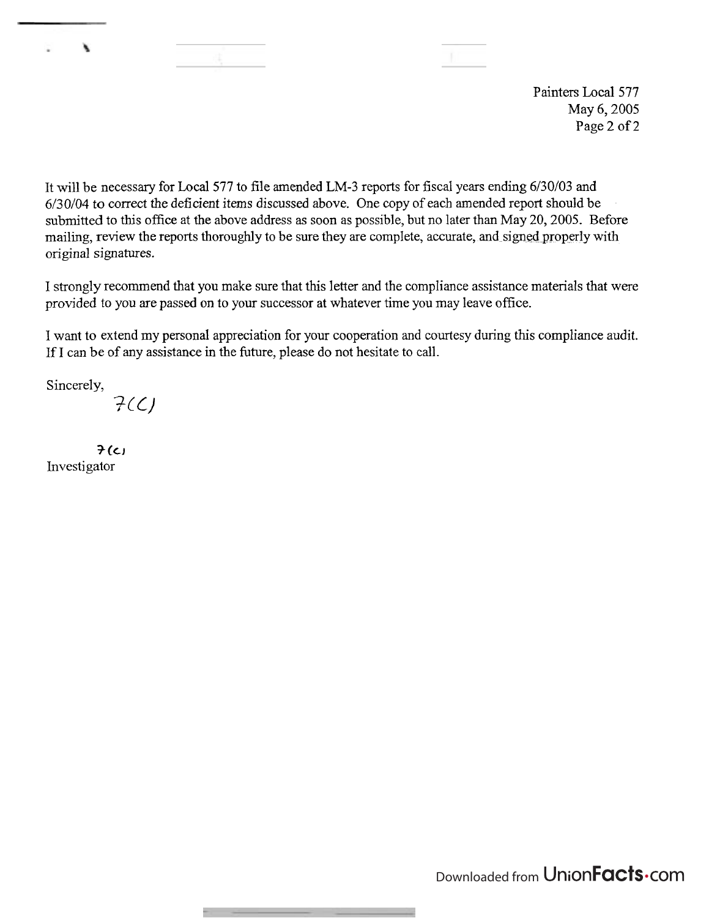It will be necessary for Local 577 to file amended LM-3 reports for fiscal years ending 6/30/03 and 6/30/04 to correct the deficient items discussed above. One copy of each amended report should be submitted to this office at the above address as soon as possible, but no later than May 20, 2005. Before mailing, review the reports thoroughly to be sure they are complete, accurate, and signed properly with original signatures.

I strongly recommend that you make sure that this letter and the compliance assistance materials that were provided to you are passed on to your successor at whatever time you may leave office.

I want to extend my personal appreciation for your cooperation and courtesy during this compliance audit. If I can be of any assistance in the future, please do not hesitate to call.

Sincerely,

7(C)

7(C)

Investigator